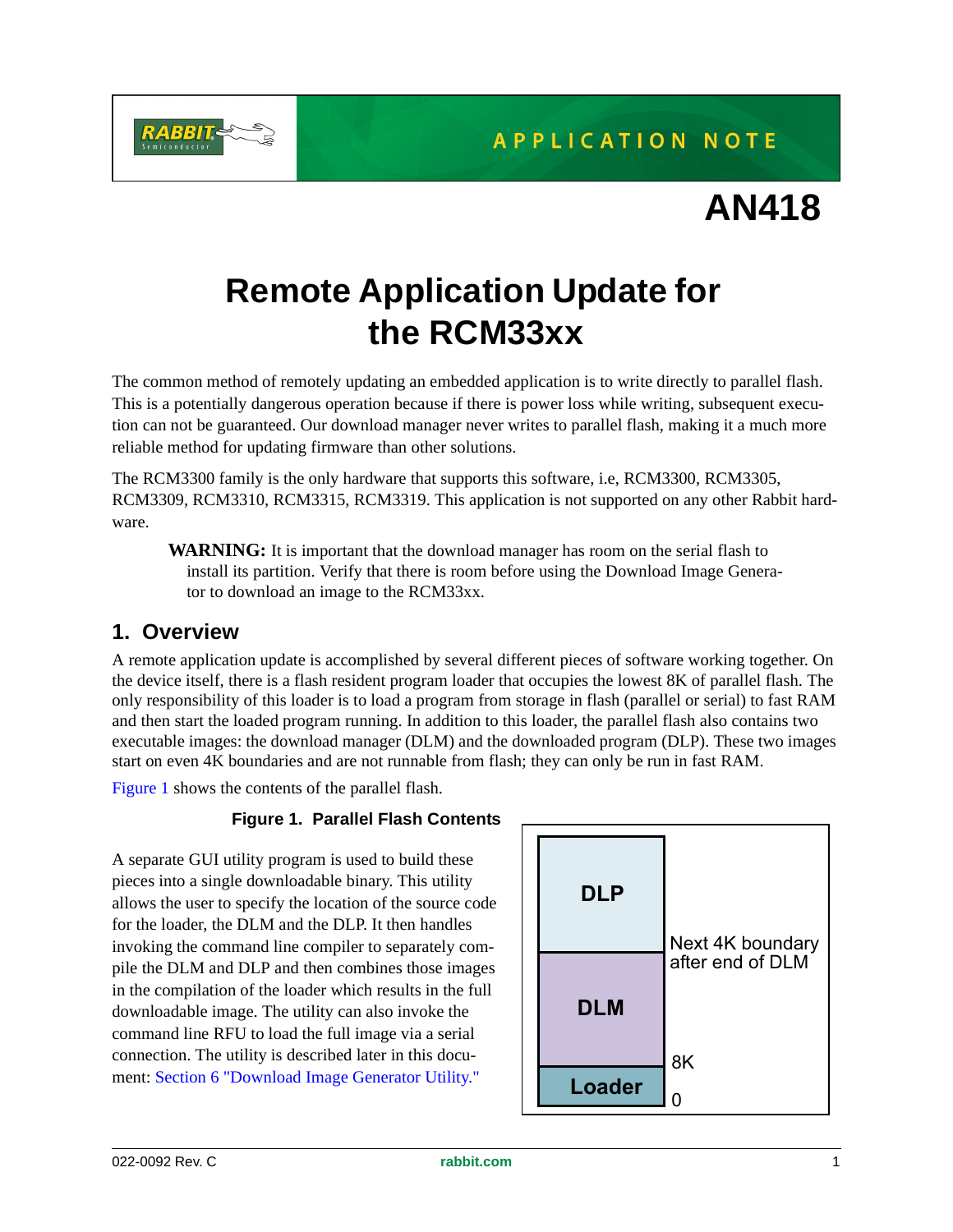APPLICATION NOTE

# AN418

# Remote Application Update for the RCM33xx

The common method of remotely updating an embedded application is to write directly to parallel flash. This is a potentially dangerous operation because if there is power loss while writing, subsequent execution can not be guaranteed. Our download manager never writes to parallel flash, making it a much more reliable method for updating firmware than other solutions.

The RCM3300 family is the only hardware that supports this software, i.e, RCM3300, RCM3305, RCM3309, RCM3310, RCM3315, RCM3319. This application is not supported on any other Rabbit hardware.

> **WARNING:** It is important that the download manager has room on the serial flash to install its partition. Verify that there is room before using the Download Image Generator to download an image to the RCM33xx.

## 1. Overview

A remote application update is accomplished by several different pieces of software working together. On the device itself, there is a flash resident program loader that occupies the lowest 8K of parallel flash. The only responsibility of this loader is to load a program from storage in flash (parallel or serial) to fast RAM and then start the loaded program running. In addition to this loader, the parallel flash also contains two executable images: the download manager (DLM) and the downloaded program (DLP). These two images start on even 4K boundaries and are not runnable from flash; they can only be run in fast RAM.

Figure 1 shows the contents of the parallel flash.

**Figure 1. Parallel Flash Contents**

| Region | Boundary |
| --- | --- |
| DLP | |
| | Next 4K boundary after end of DLM |
| DLM | |
| | 8K |
| Loader | |
| | 0 |

A separate GUI utility program is used to build these pieces into a single downloadable binary. This utility allows the user to specify the location of the source code for the loader, the DLM and the DLP. It then handles invoking the command line compiler to separately compile the DLM and DLP and then combines those images in the compilation of the loader which results in the full downloadable image. The utility can also invoke the command line RFU to load the full image via a serial connection. The utility is described later in this document: Section 6 "Download Image Generator Utility."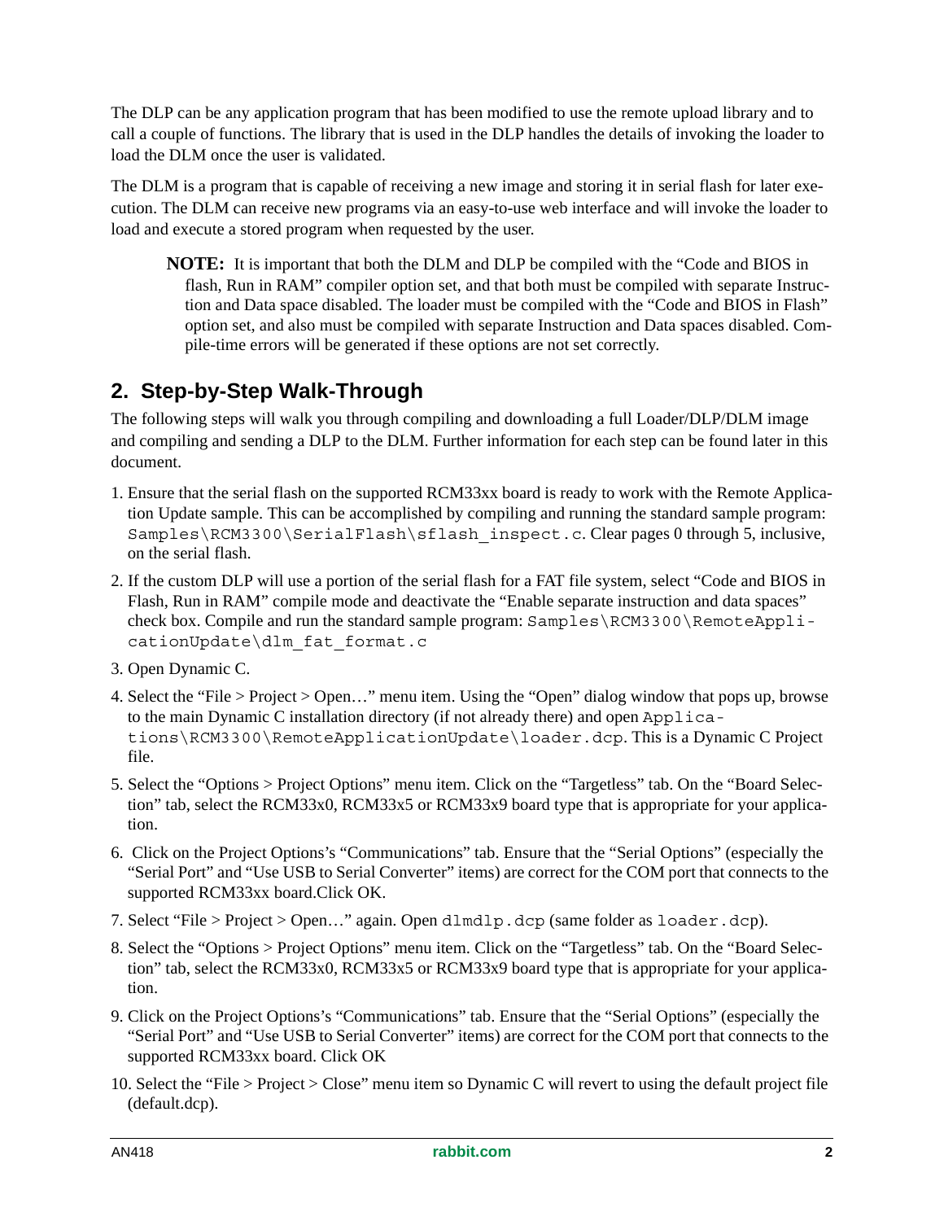The DLP can be any application program that has been modified to use the remote upload library and to call a couple of functions. The library that is used in the DLP handles the details of invoking the loader to load the DLM once the user is validated.

The DLM is a program that is capable of receiving a new image and storing it in serial flash for later execution. The DLM can receive new programs via an easy-to-use web interface and will invoke the loader to load and execute a stored program when requested by the user.

> **NOTE:** It is important that both the DLM and DLP be compiled with the "Code and BIOS in flash, Run in RAM" compiler option set, and that both must be compiled with separate Instruction and Data space disabled. The loader must be compiled with the "Code and BIOS in Flash" option set, and also must be compiled with separate Instruction and Data spaces disabled. Compile-time errors will be generated if these options are not set correctly.

## 2. Step-by-Step Walk-Through

The following steps will walk you through compiling and downloading a full Loader/DLP/DLM image and compiling and sending a DLP to the DLM. Further information for each step can be found later in this document.

1. Ensure that the serial flash on the supported RCM33xx board is ready to work with the Remote Application Update sample. This can be accomplished by compiling and running the standard sample program: `Samples\RCM3300\SerialFlash\sflash_inspect.c`. Clear pages 0 through 5, inclusive, on the serial flash.
2. If the custom DLP will use a portion of the serial flash for a FAT file system, select "Code and BIOS in Flash, Run in RAM" compile mode and deactivate the "Enable separate instruction and data spaces" check box. Compile and run the standard sample program: `Samples\RCM3300\RemoteApplicationUpdate\dlm_fat_format.c`
3. Open Dynamic C.
4. Select the "File > Project > Open…" menu item. Using the "Open" dialog window that pops up, browse to the main Dynamic C installation directory (if not already there) and open `Applications\RCM3300\RemoteApplicationUpdate\loader.dcp`. This is a Dynamic C Project file.
5. Select the "Options > Project Options" menu item. Click on the "Targetless" tab. On the "Board Selection" tab, select the RCM33x0, RCM33x5 or RCM33x9 board type that is appropriate for your application.
6. Click on the Project Options's "Communications" tab. Ensure that the "Serial Options" (especially the "Serial Port" and "Use USB to Serial Converter" items) are correct for the COM port that connects to the supported RCM33xx board.Click OK.
7. Select "File > Project > Open…" again. Open `dlmdlp.dcp` (same folder as `loader.dcp`).
8. Select the "Options > Project Options" menu item. Click on the "Targetless" tab. On the "Board Selection" tab, select the RCM33x0, RCM33x5 or RCM33x9 board type that is appropriate for your application.
9. Click on the Project Options's "Communications" tab. Ensure that the "Serial Options" (especially the "Serial Port" and "Use USB to Serial Converter" items) are correct for the COM port that connects to the supported RCM33xx board. Click OK
10. Select the "File > Project > Close" menu item so Dynamic C will revert to using the default project file (default.dcp).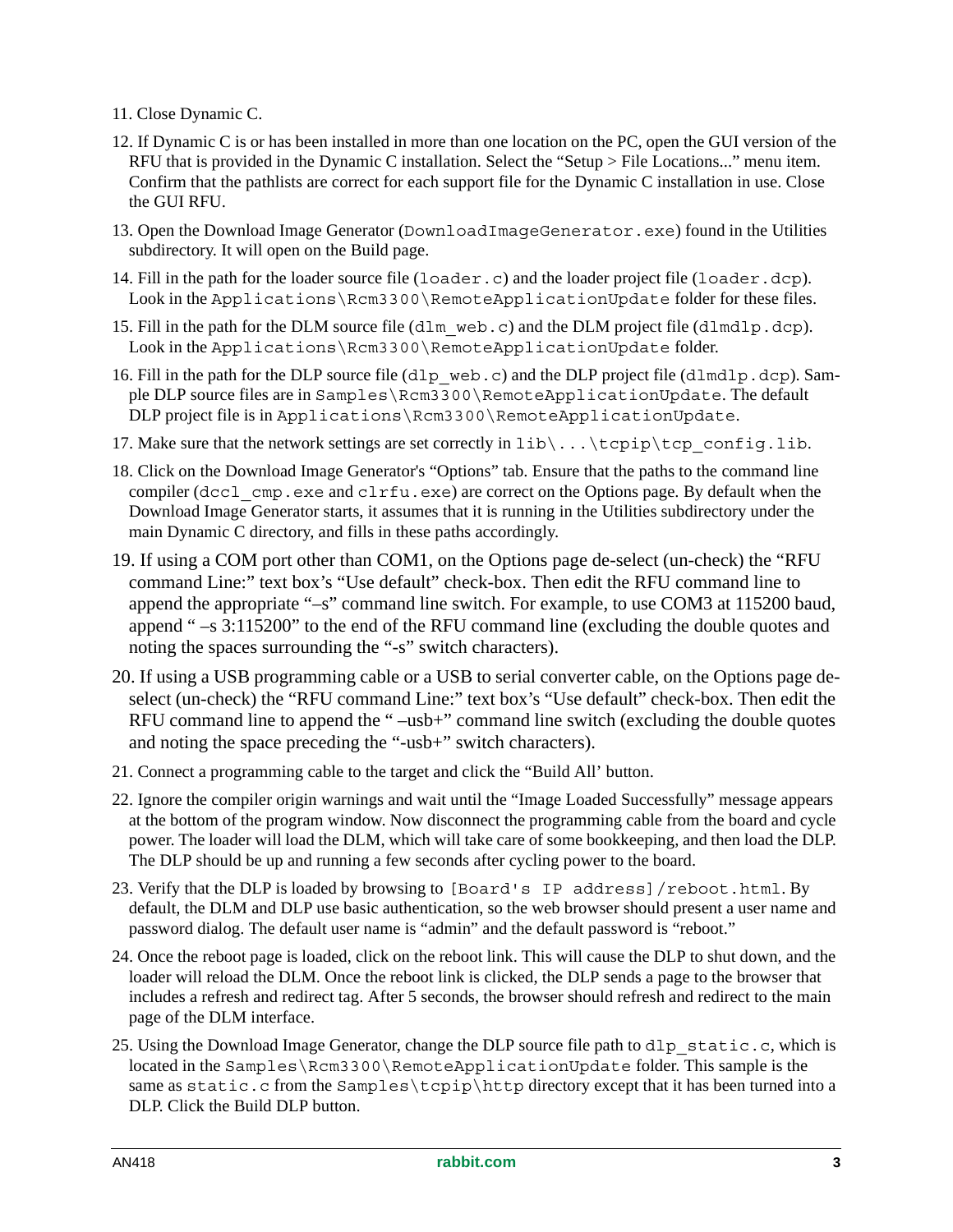11. Close Dynamic C.
12. If Dynamic C is or has been installed in more than one location on the PC, open the GUI version of the RFU that is provided in the Dynamic C installation. Select the "Setup > File Locations..." menu item. Confirm that the pathlists are correct for each support file for the Dynamic C installation in use. Close the GUI RFU.
13. Open the Download Image Generator (`DownloadImageGenerator.exe`) found in the Utilities subdirectory. It will open on the Build page.
14. Fill in the path for the loader source file (`loader.c`) and the loader project file (`loader.dcp`). Look in the `Applications\Rcm3300\RemoteApplicationUpdate` folder for these files.
15. Fill in the path for the DLM source file (`dlm_web.c`) and the DLM project file (`dlmdlp.dcp`). Look in the `Applications\Rcm3300\RemoteApplicationUpdate` folder.
16. Fill in the path for the DLP source file (`dlp_web.c`) and the DLP project file (`dlmdlp.dcp`). Sample DLP source files are in `Samples\Rcm3300\RemoteApplicationUpdate`. The default DLP project file is in `Applications\Rcm3300\RemoteApplicationUpdate`.
17. Make sure that the network settings are set correctly in `lib\...\tcpip\tcp_config.lib`.
18. Click on the Download Image Generator's "Options" tab. Ensure that the paths to the command line compiler (`dccl_cmp.exe` and `clrfu.exe`) are correct on the Options page. By default when the Download Image Generator starts, it assumes that it is running in the Utilities subdirectory under the main Dynamic C directory, and fills in these paths accordingly.
19. If using a COM port other than COM1, on the Options page de-select (un-check) the "RFU command Line:" text box's "Use default" check-box. Then edit the RFU command line to append the appropriate "–s" command line switch. For example, to use COM3 at 115200 baud, append " –s 3:115200" to the end of the RFU command line (excluding the double quotes and noting the spaces surrounding the "-s" switch characters).
20. If using a USB programming cable or a USB to serial converter cable, on the Options page de-select (un-check) the "RFU command Line:" text box's "Use default" check-box. Then edit the RFU command line to append the " –usb+" command line switch (excluding the double quotes and noting the space preceding the "-usb+" switch characters).
21. Connect a programming cable to the target and click the "Build All' button.
22. Ignore the compiler origin warnings and wait until the "Image Loaded Successfully" message appears at the bottom of the program window. Now disconnect the programming cable from the board and cycle power. The loader will load the DLM, which will take care of some bookkeeping, and then load the DLP. The DLP should be up and running a few seconds after cycling power to the board.
23. Verify that the DLP is loaded by browsing to `[Board's IP address]/reboot.html`. By default, the DLM and DLP use basic authentication, so the web browser should present a user name and password dialog. The default user name is "admin" and the default password is "reboot."
24. Once the reboot page is loaded, click on the reboot link. This will cause the DLP to shut down, and the loader will reload the DLM. Once the reboot link is clicked, the DLP sends a page to the browser that includes a refresh and redirect tag. After 5 seconds, the browser should refresh and redirect to the main page of the DLM interface.
25. Using the Download Image Generator, change the DLP source file path to `dlp_static.c`, which is located in the `Samples\Rcm3300\RemoteApplicationUpdate` folder. This sample is the same as `static.c` from the `Samples\tcpip\http` directory except that it has been turned into a DLP. Click the Build DLP button.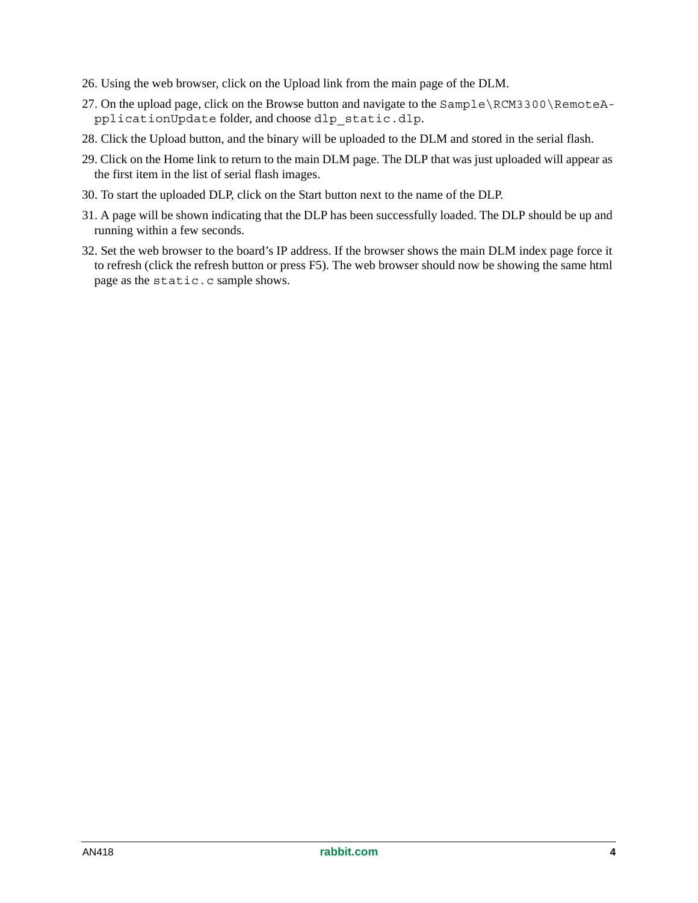26. Using the web browser, click on the Upload link from the main page of the DLM.
27. On the upload page, click on the Browse button and navigate to the `Sample\RCM3300\RemoteApplicationUpdate` folder, and choose `dlp_static.dlp`.
28. Click the Upload button, and the binary will be uploaded to the DLM and stored in the serial flash.
29. Click on the Home link to return to the main DLM page. The DLP that was just uploaded will appear as the first item in the list of serial flash images.
30. To start the uploaded DLP, click on the Start button next to the name of the DLP.
31. A page will be shown indicating that the DLP has been successfully loaded. The DLP should be up and running within a few seconds.
32. Set the web browser to the board's IP address. If the browser shows the main DLM index page force it to refresh (click the refresh button or press F5). The web browser should now be showing the same html page as the `static.c` sample shows.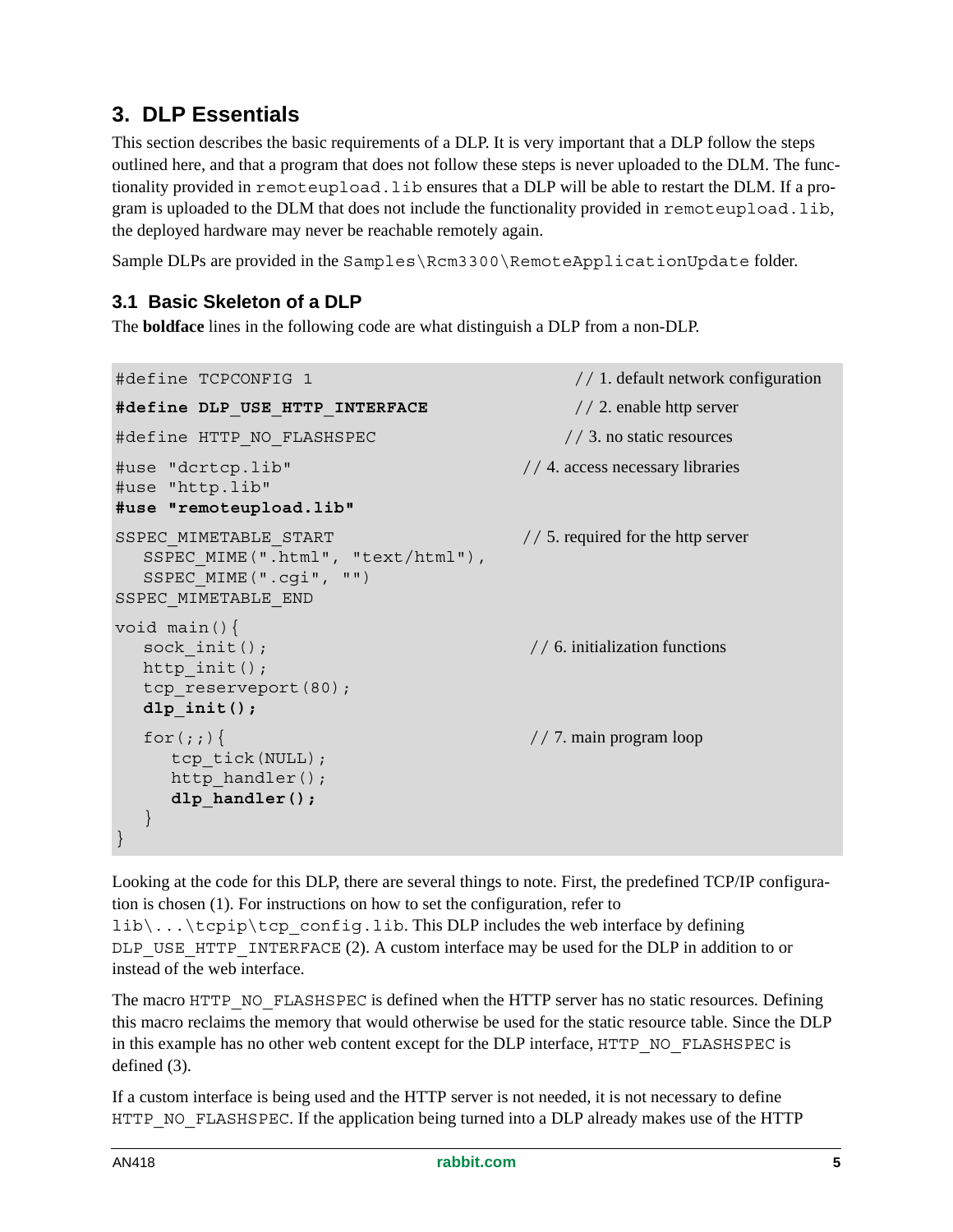## 3. DLP Essentials

This section describes the basic requirements of a DLP. It is very important that a DLP follow the steps outlined here, and that a program that does not follow these steps is never uploaded to the DLM. The functionality provided in `remoteupload.lib` ensures that a DLP will be able to restart the DLM. If a program is uploaded to the DLM that does not include the functionality provided in `remoteupload.lib`, the deployed hardware may never be reachable remotely again.

Sample DLPs are provided in the `Samples\Rcm3300\RemoteApplicationUpdate` folder.

### 3.1 Basic Skeleton of a DLP

The **boldface** lines in the following code are what distinguish a DLP from a non-DLP.

```
#define TCPCONFIG 1                        // 1. default network configuration
#define DLP_USE_HTTP_INTERFACE             // 2. enable http server
#define HTTP_NO_FLASHSPEC                  // 3. no static resources
#use "dcrtcp.lib"                          // 4. access necessary libraries
#use "http.lib"
#use "remoteupload.lib"
SSPEC_MIMETABLE_START                      // 5. required for the http server
   SSPEC_MIME(".html", "text/html"),
   SSPEC_MIME(".cgi", "")
SSPEC_MIMETABLE_END
void main(){
   sock_init();                            // 6. initialization functions
   http_init();
   tcp_reserveport(80);
   dlp_init();
   for(;;){                                // 7. main program loop
      tcp_tick(NULL);
      http_handler();
      dlp_handler();
   }
}
```

Looking at the code for this DLP, there are several things to note. First, the predefined TCP/IP configuration is chosen (1). For instructions on how to set the configuration, refer to `lib\...\tcpip\tcp_config.lib`. This DLP includes the web interface by defining `DLP_USE_HTTP_INTERFACE` (2). A custom interface may be used for the DLP in addition to or instead of the web interface.

The macro `HTTP_NO_FLASHSPEC` is defined when the HTTP server has no static resources. Defining this macro reclaims the memory that would otherwise be used for the static resource table. Since the DLP in this example has no other web content except for the DLP interface, `HTTP_NO_FLASHSPEC` is defined (3).

If a custom interface is being used and the HTTP server is not needed, it is not necessary to define `HTTP_NO_FLASHSPEC`. If the application being turned into a DLP already makes use of the HTTP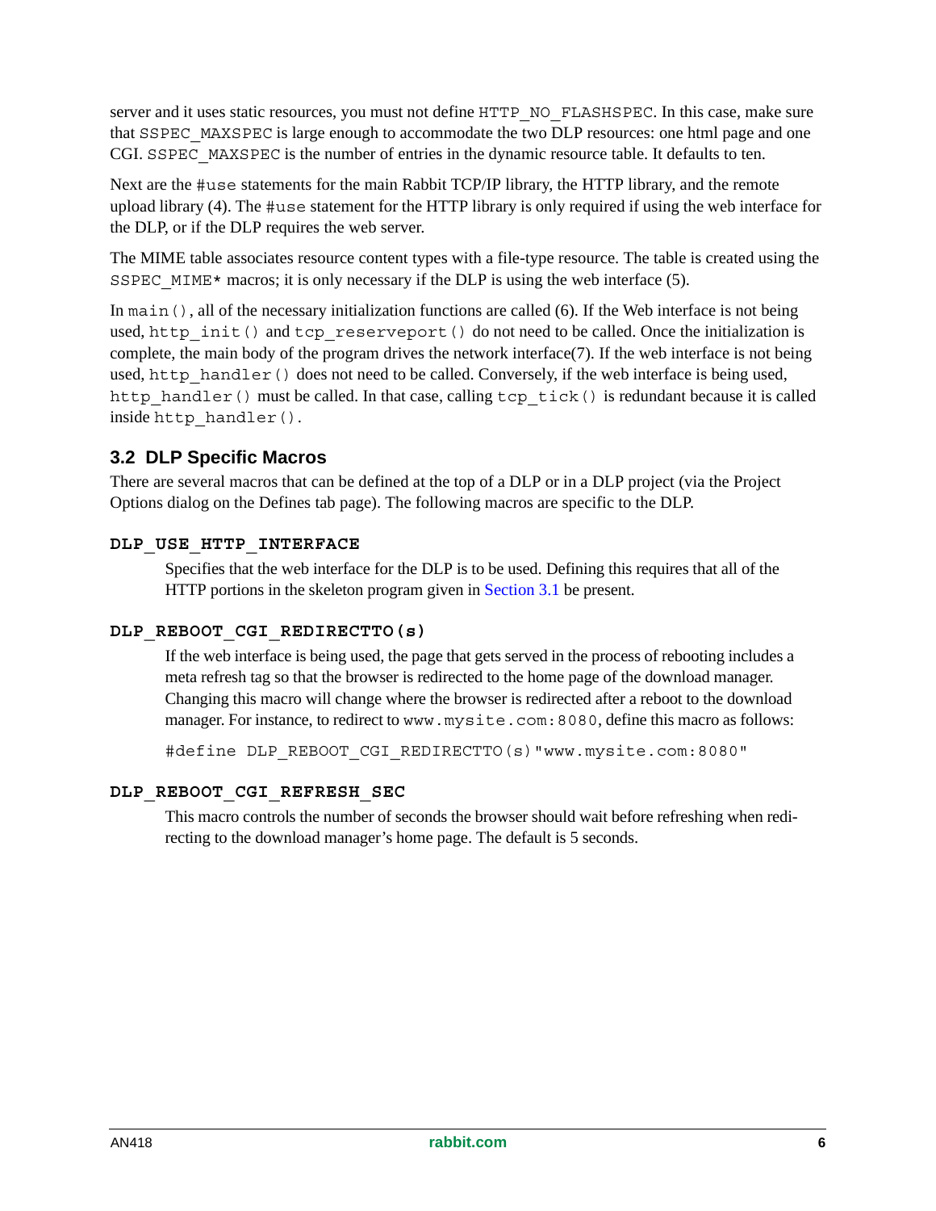server and it uses static resources, you must not define `HTTP_NO_FLASHSPEC`. In this case, make sure that `SSPEC_MAXSPEC` is large enough to accommodate the two DLP resources: one html page and one CGI. `SSPEC_MAXSPEC` is the number of entries in the dynamic resource table. It defaults to ten.

Next are the `#use` statements for the main Rabbit TCP/IP library, the HTTP library, and the remote upload library (4). The `#use` statement for the HTTP library is only required if using the web interface for the DLP, or if the DLP requires the web server.

The MIME table associates resource content types with a file-type resource. The table is created using the `SSPEC_MIME*` macros; it is only necessary if the DLP is using the web interface (5).

In `main()`, all of the necessary initialization functions are called (6). If the Web interface is not being used, `http_init()` and `tcp_reserveport()` do not need to be called. Once the initialization is complete, the main body of the program drives the network interface(7). If the web interface is not being used, `http_handler()` does not need to be called. Conversely, if the web interface is being used, `http_handler()` must be called. In that case, calling `tcp_tick()` is redundant because it is called inside `http_handler()`.

## 3.2 DLP Specific Macros

There are several macros that can be defined at the top of a DLP or in a DLP project (via the Project Options dialog on the Defines tab page). The following macros are specific to the DLP.

**`DLP_USE_HTTP_INTERFACE`**

Specifies that the web interface for the DLP is to be used. Defining this requires that all of the HTTP portions in the skeleton program given in Section 3.1 be present.

**`DLP_REBOOT_CGI_REDIRECTTO(s)`**

If the web interface is being used, the page that gets served in the process of rebooting includes a meta refresh tag so that the browser is redirected to the home page of the download manager. Changing this macro will change where the browser is redirected after a reboot to the download manager. For instance, to redirect to `www.mysite.com:8080`, define this macro as follows:

```
#define DLP_REBOOT_CGI_REDIRECTTO(s)"www.mysite.com:8080"
```

**`DLP_REBOOT_CGI_REFRESH_SEC`**

This macro controls the number of seconds the browser should wait before refreshing when redirecting to the download manager's home page. The default is 5 seconds.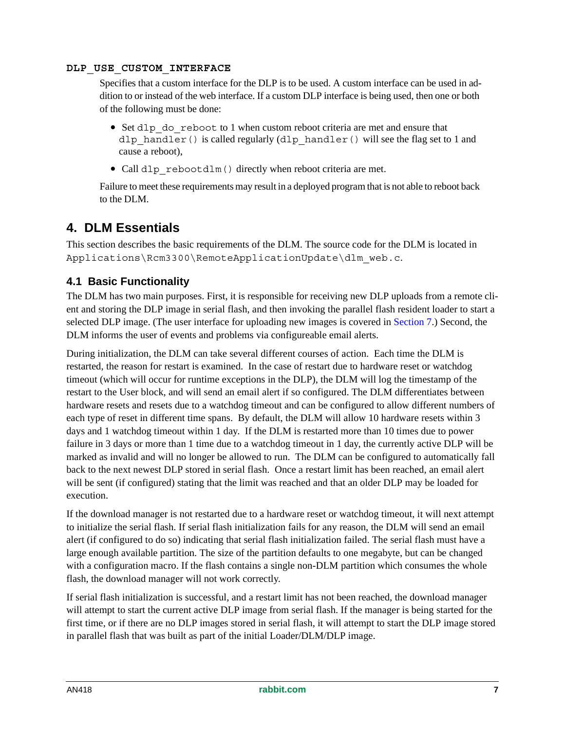**`DLP_USE_CUSTOM_INTERFACE`**

Specifies that a custom interface for the DLP is to be used. A custom interface can be used in addition to or instead of the web interface. If a custom DLP interface is being used, then one or both of the following must be done:

- Set `dlp_do_reboot` to 1 when custom reboot criteria are met and ensure that `dlp_handler()` is called regularly (`dlp_handler()` will see the flag set to 1 and cause a reboot),
- Call `dlp_rebootdlm()` directly when reboot criteria are met.

Failure to meet these requirements may result in a deployed program that is not able to reboot back to the DLM.

# 4. DLM Essentials

This section describes the basic requirements of the DLM. The source code for the DLM is located in `Applications\Rcm3300\RemoteApplicationUpdate\dlm_web.c`.

## 4.1 Basic Functionality

The DLM has two main purposes. First, it is responsible for receiving new DLP uploads from a remote client and storing the DLP image in serial flash, and then invoking the parallel flash resident loader to start a selected DLP image. (The user interface for uploading new images is covered in Section 7.) Second, the DLM informs the user of events and problems via configureable email alerts.

During initialization, the DLM can take several different courses of action. Each time the DLM is restarted, the reason for restart is examined. In the case of restart due to hardware reset or watchdog timeout (which will occur for runtime exceptions in the DLP), the DLM will log the timestamp of the restart to the User block, and will send an email alert if so configured. The DLM differentiates between hardware resets and resets due to a watchdog timeout and can be configured to allow different numbers of each type of reset in different time spans. By default, the DLM will allow 10 hardware resets within 3 days and 1 watchdog timeout within 1 day. If the DLM is restarted more than 10 times due to power failure in 3 days or more than 1 time due to a watchdog timeout in 1 day, the currently active DLP will be marked as invalid and will no longer be allowed to run. The DLM can be configured to automatically fall back to the next newest DLP stored in serial flash. Once a restart limit has been reached, an email alert will be sent (if configured) stating that the limit was reached and that an older DLP may be loaded for execution.

If the download manager is not restarted due to a hardware reset or watchdog timeout, it will next attempt to initialize the serial flash. If serial flash initialization fails for any reason, the DLM will send an email alert (if configured to do so) indicating that serial flash initialization failed. The serial flash must have a large enough available partition. The size of the partition defaults to one megabyte, but can be changed with a configuration macro. If the flash contains a single non-DLM partition which consumes the whole flash, the download manager will not work correctly.

If serial flash initialization is successful, and a restart limit has not been reached, the download manager will attempt to start the current active DLP image from serial flash. If the manager is being started for the first time, or if there are no DLP images stored in serial flash, it will attempt to start the DLP image stored in parallel flash that was built as part of the initial Loader/DLM/DLP image.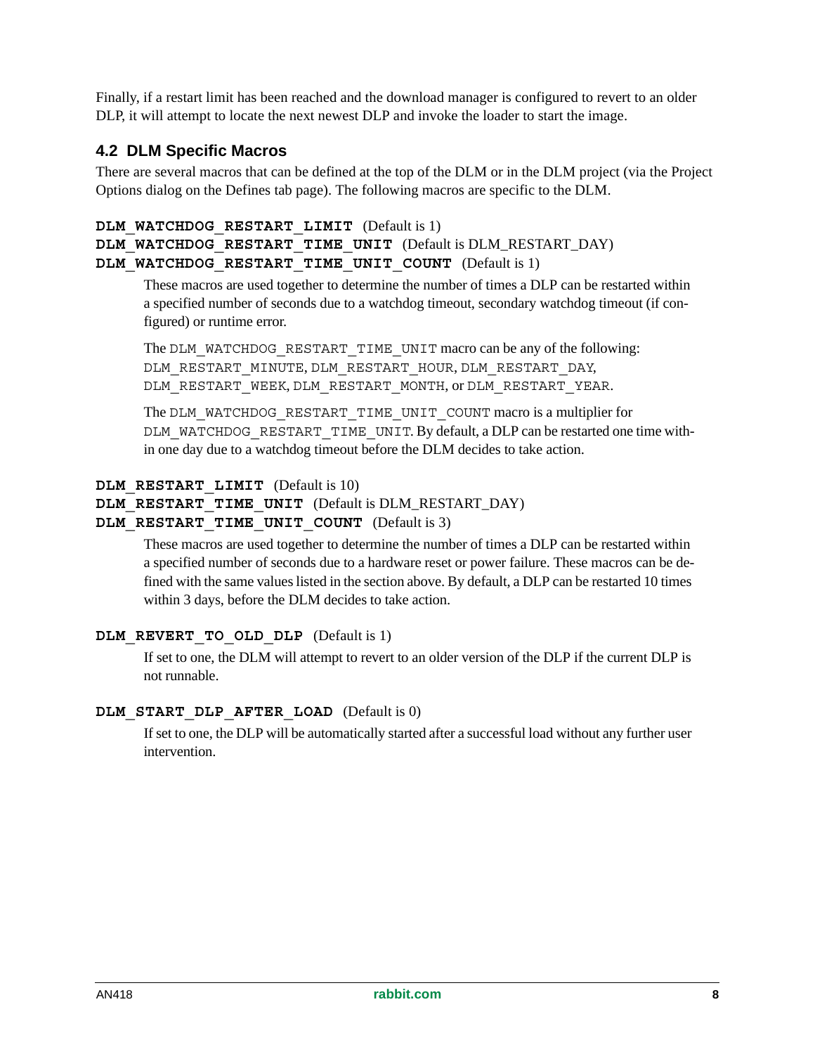Finally, if a restart limit has been reached and the download manager is configured to revert to an older DLP, it will attempt to locate the next newest DLP and invoke the loader to start the image.

## 4.2 DLM Specific Macros

There are several macros that can be defined at the top of the DLM or in the DLM project (via the Project Options dialog on the Defines tab page). The following macros are specific to the DLM.

**`DLM_WATCHDOG_RESTART_LIMIT`** (Default is 1)
**`DLM_WATCHDOG_RESTART_TIME_UNIT`** (Default is DLM_RESTART_DAY)
**`DLM_WATCHDOG_RESTART_TIME_UNIT_COUNT`** (Default is 1)

> These macros are used together to determine the number of times a DLP can be restarted within a specified number of seconds due to a watchdog timeout, secondary watchdog timeout (if configured) or runtime error.
>
> The `DLM_WATCHDOG_RESTART_TIME_UNIT` macro can be any of the following: `DLM_RESTART_MINUTE`, `DLM_RESTART_HOUR`, `DLM_RESTART_DAY`, `DLM_RESTART_WEEK`, `DLM_RESTART_MONTH`, or `DLM_RESTART_YEAR`.
>
> The `DLM_WATCHDOG_RESTART_TIME_UNIT_COUNT` macro is a multiplier for `DLM_WATCHDOG_RESTART_TIME_UNIT`. By default, a DLP can be restarted one time within one day due to a watchdog timeout before the DLM decides to take action.

**`DLM_RESTART_LIMIT`** (Default is 10)
**`DLM_RESTART_TIME_UNIT`** (Default is DLM_RESTART_DAY)
**`DLM_RESTART_TIME_UNIT_COUNT`** (Default is 3)

> These macros are used together to determine the number of times a DLP can be restarted within a specified number of seconds due to a hardware reset or power failure. These macros can be defined with the same values listed in the section above. By default, a DLP can be restarted 10 times within 3 days, before the DLM decides to take action.

**`DLM_REVERT_TO_OLD_DLP`** (Default is 1)

> If set to one, the DLM will attempt to revert to an older version of the DLP if the current DLP is not runnable.

**`DLM_START_DLP_AFTER_LOAD`** (Default is 0)

> If set to one, the DLP will be automatically started after a successful load without any further user intervention.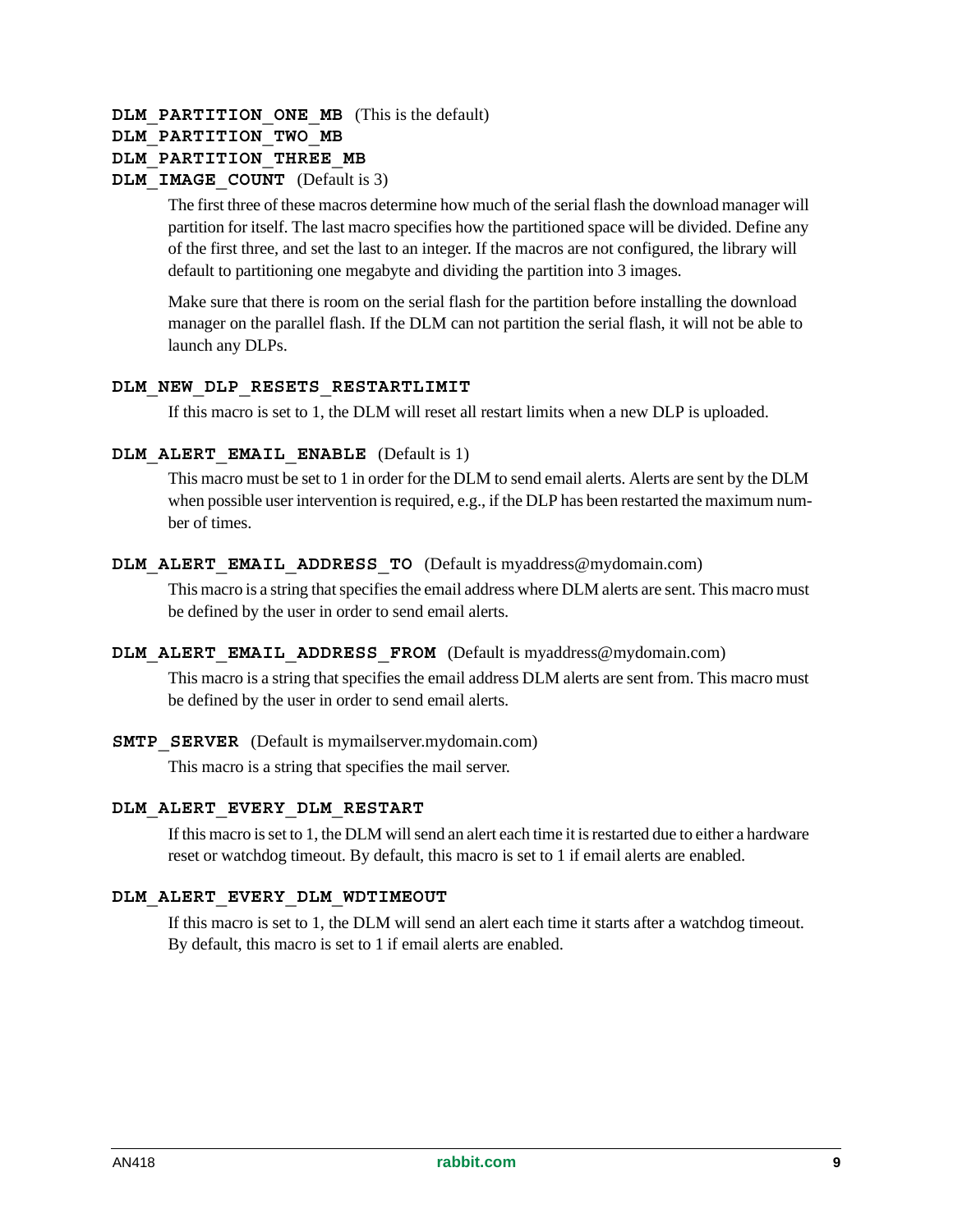**DLM_PARTITION_ONE_MB** (This is the default)
**DLM_PARTITION_TWO_MB**
**DLM_PARTITION_THREE_MB**
**DLM_IMAGE_COUNT** (Default is 3)

The first three of these macros determine how much of the serial flash the download manager will partition for itself. The last macro specifies how the partitioned space will be divided. Define any of the first three, and set the last to an integer. If the macros are not configured, the library will default to partitioning one megabyte and dividing the partition into 3 images.

Make sure that there is room on the serial flash for the partition before installing the download manager on the parallel flash. If the DLM can not partition the serial flash, it will not be able to launch any DLPs.

**DLM_NEW_DLP_RESETS_RESTARTLIMIT**

If this macro is set to 1, the DLM will reset all restart limits when a new DLP is uploaded.

**DLM_ALERT_EMAIL_ENABLE** (Default is 1)

This macro must be set to 1 in order for the DLM to send email alerts. Alerts are sent by the DLM when possible user intervention is required, e.g., if the DLP has been restarted the maximum number of times.

**DLM_ALERT_EMAIL_ADDRESS_TO** (Default is myaddress@mydomain.com)

This macro is a string that specifies the email address where DLM alerts are sent. This macro must be defined by the user in order to send email alerts.

**DLM_ALERT_EMAIL_ADDRESS_FROM** (Default is myaddress@mydomain.com)

This macro is a string that specifies the email address DLM alerts are sent from. This macro must be defined by the user in order to send email alerts.

**SMTP_SERVER** (Default is mymailserver.mydomain.com)

This macro is a string that specifies the mail server.

**DLM_ALERT_EVERY_DLM_RESTART**

If this macro is set to 1, the DLM will send an alert each time it is restarted due to either a hardware reset or watchdog timeout. By default, this macro is set to 1 if email alerts are enabled.

**DLM_ALERT_EVERY_DLM_WDTIMEOUT**

If this macro is set to 1, the DLM will send an alert each time it starts after a watchdog timeout. By default, this macro is set to 1 if email alerts are enabled.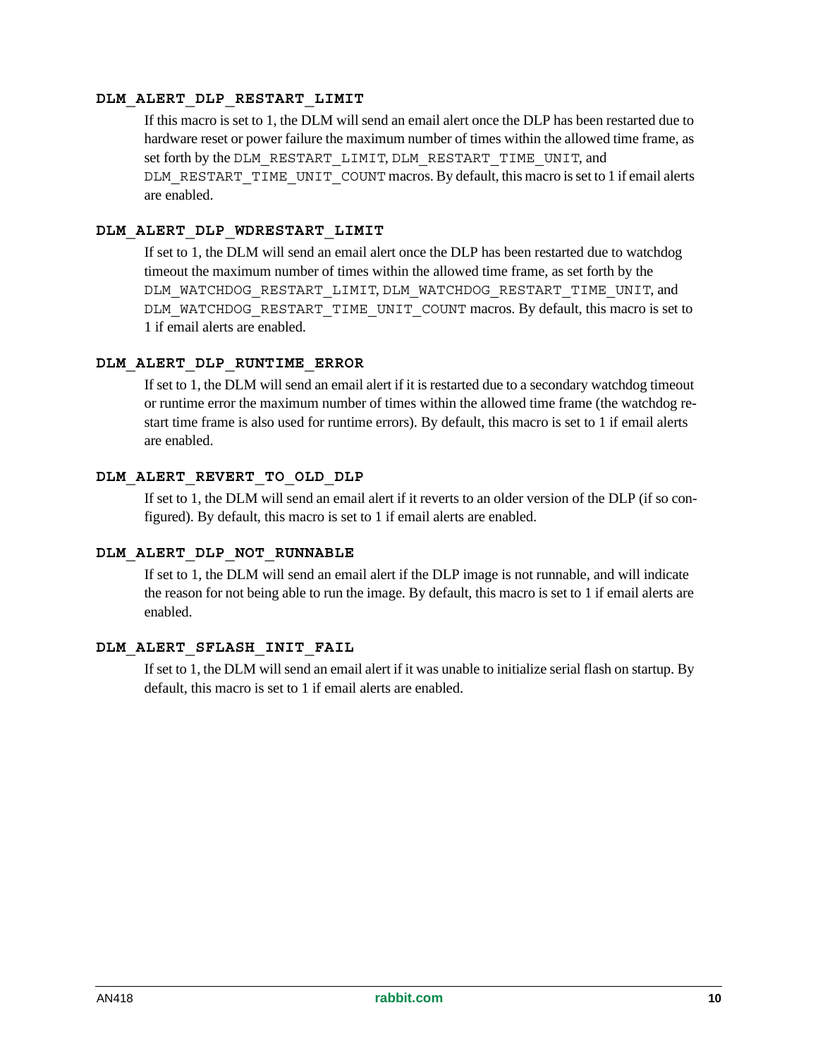#### DLM_ALERT_DLP_RESTART_LIMIT

If this macro is set to 1, the DLM will send an email alert once the DLP has been restarted due to hardware reset or power failure the maximum number of times within the allowed time frame, as set forth by the `DLM_RESTART_LIMIT`, `DLM_RESTART_TIME_UNIT`, and `DLM_RESTART_TIME_UNIT_COUNT` macros. By default, this macro is set to 1 if email alerts are enabled.

#### DLM_ALERT_DLP_WDRESTART_LIMIT

If set to 1, the DLM will send an email alert once the DLP has been restarted due to watchdog timeout the maximum number of times within the allowed time frame, as set forth by the `DLM_WATCHDOG_RESTART_LIMIT`, `DLM_WATCHDOG_RESTART_TIME_UNIT`, and `DLM_WATCHDOG_RESTART_TIME_UNIT_COUNT` macros. By default, this macro is set to 1 if email alerts are enabled.

#### DLM_ALERT_DLP_RUNTIME_ERROR

If set to 1, the DLM will send an email alert if it is restarted due to a secondary watchdog timeout or runtime error the maximum number of times within the allowed time frame (the watchdog restart time frame is also used for runtime errors). By default, this macro is set to 1 if email alerts are enabled.

#### DLM_ALERT_REVERT_TO_OLD_DLP

If set to 1, the DLM will send an email alert if it reverts to an older version of the DLP (if so configured). By default, this macro is set to 1 if email alerts are enabled.

#### DLM_ALERT_DLP_NOT_RUNNABLE

If set to 1, the DLM will send an email alert if the DLP image is not runnable, and will indicate the reason for not being able to run the image. By default, this macro is set to 1 if email alerts are enabled.

#### DLM_ALERT_SFLASH_INIT_FAIL

If set to 1, the DLM will send an email alert if it was unable to initialize serial flash on startup. By default, this macro is set to 1 if email alerts are enabled.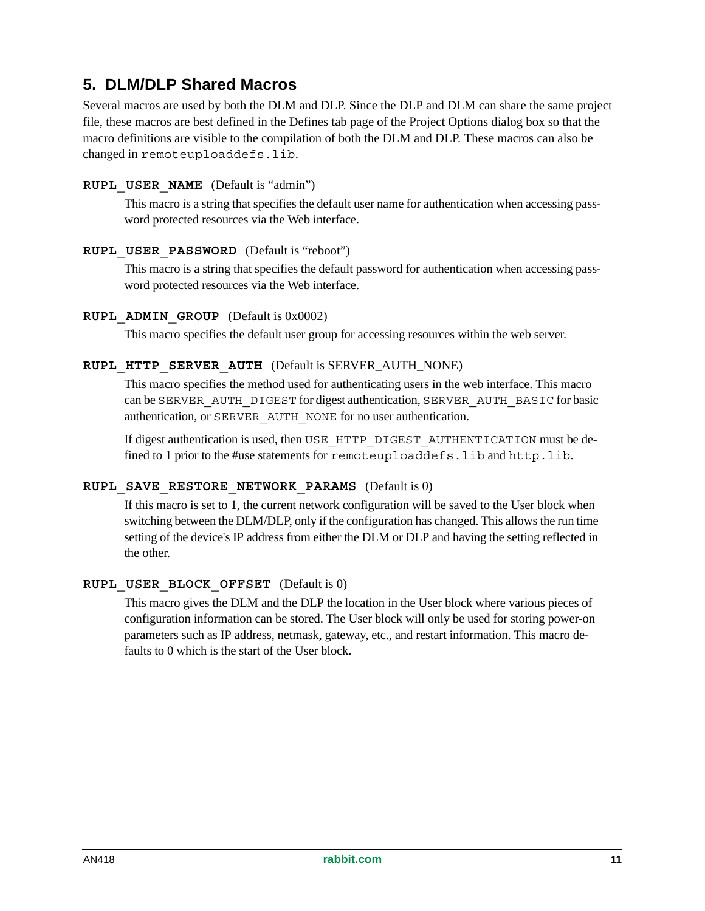## 5. DLM/DLP Shared Macros

Several macros are used by both the DLM and DLP. Since the DLP and DLM can share the same project file, these macros are best defined in the Defines tab page of the Project Options dialog box so that the macro definitions are visible to the compilation of both the DLM and DLP. These macros can also be changed in `remoteuploaddefs.lib`.

**`RUPL_USER_NAME`** (Default is "admin")

This macro is a string that specifies the default user name for authentication when accessing password protected resources via the Web interface.

**`RUPL_USER_PASSWORD`** (Default is "reboot")

This macro is a string that specifies the default password for authentication when accessing password protected resources via the Web interface.

**`RUPL_ADMIN_GROUP`** (Default is 0x0002)

This macro specifies the default user group for accessing resources within the web server.

**`RUPL_HTTP_SERVER_AUTH`** (Default is SERVER_AUTH_NONE)

This macro specifies the method used for authenticating users in the web interface. This macro can be `SERVER_AUTH_DIGEST` for digest authentication, `SERVER_AUTH_BASIC` for basic authentication, or `SERVER_AUTH_NONE` for no user authentication.

If digest authentication is used, then `USE_HTTP_DIGEST_AUTHENTICATION` must be defined to 1 prior to the #use statements for `remoteuploaddefs.lib` and `http.lib`.

**`RUPL_SAVE_RESTORE_NETWORK_PARAMS`** (Default is 0)

If this macro is set to 1, the current network configuration will be saved to the User block when switching between the DLM/DLP, only if the configuration has changed. This allows the run time setting of the device's IP address from either the DLM or DLP and having the setting reflected in the other.

**`RUPL_USER_BLOCK_OFFSET`** (Default is 0)

This macro gives the DLM and the DLP the location in the User block where various pieces of configuration information can be stored. The User block will only be used for storing power-on parameters such as IP address, netmask, gateway, etc., and restart information. This macro defaults to 0 which is the start of the User block.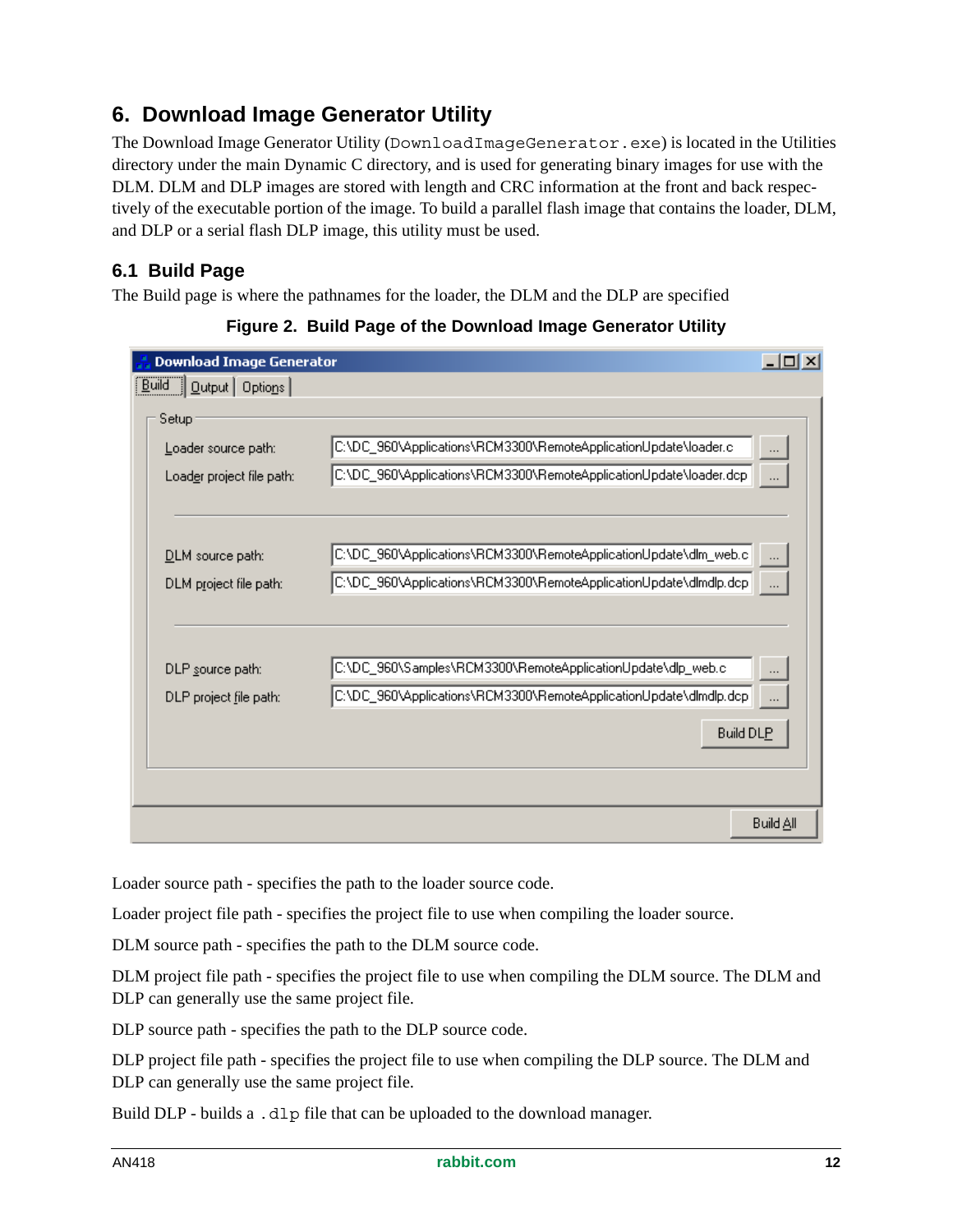## 6. Download Image Generator Utility

The Download Image Generator Utility (`DownloadImageGenerator.exe`) is located in the Utilities directory under the main Dynamic C directory, and is used for generating binary images for use with the DLM. DLM and DLP images are stored with length and CRC information at the front and back respectively of the executable portion of the image. To build a parallel flash image that contains the loader, DLM, and DLP or a serial flash DLP image, this utility must be used.

### 6.1 Build Page

The Build page is where the pathnames for the loader, the DLM and the DLP are specified

**Figure 2. Build Page of the Download Image Generator Utility**

Loader source path - specifies the path to the loader source code.

Loader project file path - specifies the project file to use when compiling the loader source.

DLM source path - specifies the path to the DLM source code.

DLM project file path - specifies the project file to use when compiling the DLM source. The DLM and DLP can generally use the same project file.

DLP source path - specifies the path to the DLP source code.

DLP project file path - specifies the project file to use when compiling the DLP source. The DLM and DLP can generally use the same project file.

Build DLP - builds a `.dlp` file that can be uploaded to the download manager.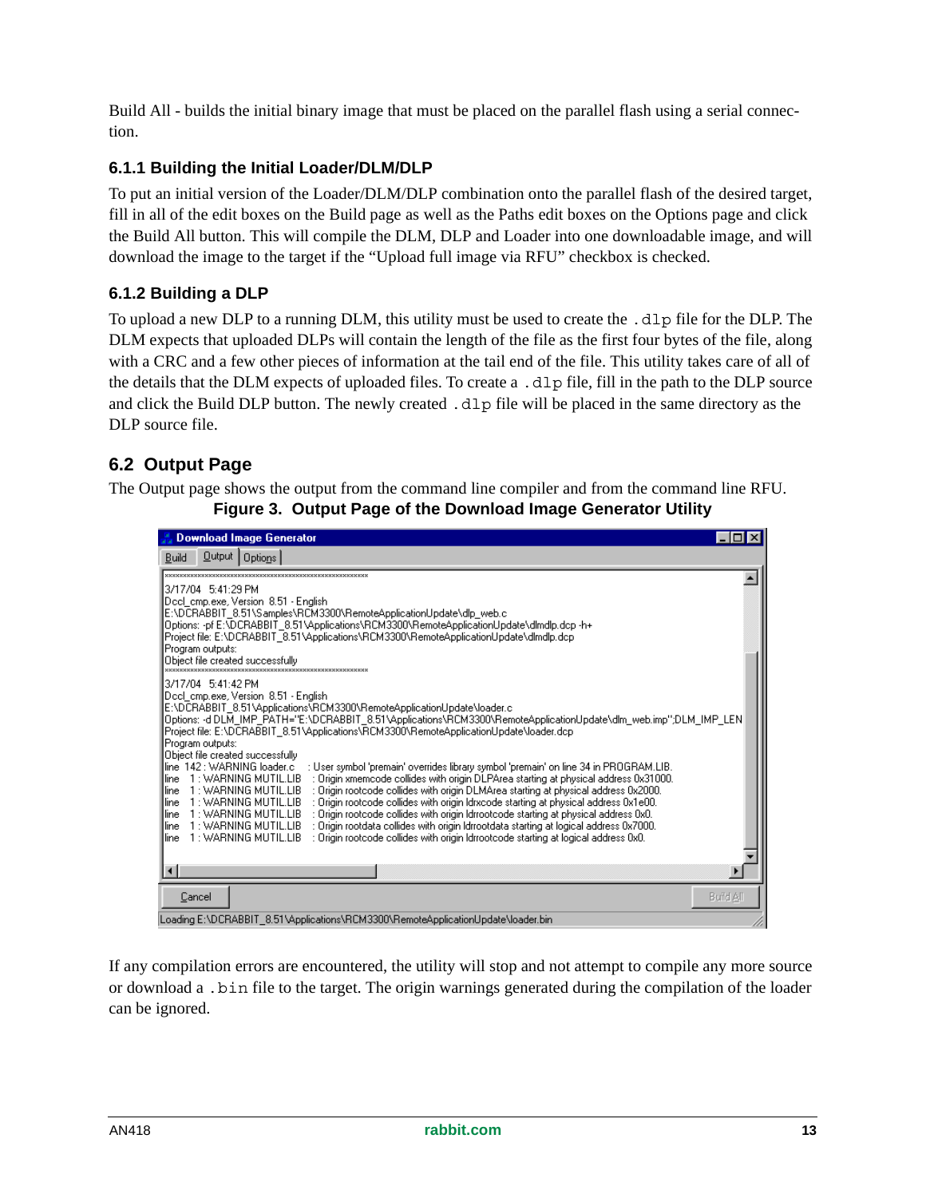Build All - builds the initial binary image that must be placed on the parallel flash using a serial connection.

### 6.1.1 Building the Initial Loader/DLM/DLP

To put an initial version of the Loader/DLM/DLP combination onto the parallel flash of the desired target, fill in all of the edit boxes on the Build page as well as the Paths edit boxes on the Options page and click the Build All button. This will compile the DLM, DLP and Loader into one downloadable image, and will download the image to the target if the "Upload full image via RFU" checkbox is checked.

### 6.1.2 Building a DLP

To upload a new DLP to a running DLM, this utility must be used to create the `.dlp` file for the DLP. The DLM expects that uploaded DLPs will contain the length of the file as the first four bytes of the file, along with a CRC and a few other pieces of information at the tail end of the file. This utility takes care of all of the details that the DLM expects of uploaded files. To create a `.dlp` file, fill in the path to the DLP source and click the Build DLP button. The newly created `.dlp` file will be placed in the same directory as the DLP source file.

## 6.2 Output Page

The Output page shows the output from the command line compiler and from the command line RFU.

**Figure 3. Output Page of the Download Image Generator Utility**

```
Download Image Generator
Build | Output | Options
*********************************************************
3/17/04  5:41:29 PM
Dccl_cmp.exe, Version  8.51 - English
E:\DCRABBIT_8.51\Samples\RCM3300\RemoteApplicationUpdate\dlp_web.c
Options: -pf E:\DCRABBIT_8.51\Applications\RCM3300\RemoteApplicationUpdate\dlmdlp.dcp -h+
Project file: E:\DCRABBIT_8.51\Applications\RCM3300\RemoteApplicationUpdate\dlmdlp.dcp
Program outputs:
Object file created successfully
*********************************************************
3/17/04  5:41:42 PM
Dccl_cmp.exe, Version  8.51 - English
E:\DCRABBIT_8.51\Applications\RCM3300\RemoteApplicationUpdate\loader.c
Options: -d DLM_IMP_PATH="E:\DCRABBIT_8.51\Applications\RCM3300\RemoteApplicationUpdate\dlm_web.imp";DLM_IMP_LEN
Project file: E:\DCRABBIT_8.51\Applications\RCM3300\RemoteApplicationUpdate\loader.dcp
Program outputs:
Object file created successfully
line  142 : WARNING loader.c    : User symbol 'premain' overrides library symbol 'premain' on line 34 in PROGRAM.LIB.
line    1 : WARNING MUTIL.LIB   : Origin xmemcode collides with origin DLPArea starting at physical address 0x31000.
line    1 : WARNING MUTIL.LIB   : Origin rootcode collides with origin DLMArea starting at physical address 0x2000.
line    1 : WARNING MUTIL.LIB   : Origin rootcode collides with origin ldrxcode starting at physical address 0x1e00.
line    1 : WARNING MUTIL.LIB   : Origin rootcode collides with origin ldrrootcode starting at physical address 0x0.
line    1 : WARNING MUTIL.LIB   : Origin rootdata collides with origin ldrrootdata starting at logical address 0x7000.
line    1 : WARNING MUTIL.LIB   : Origin rootcode collides with origin ldrrootcode starting at logical address 0x0.
Cancel                                                                    Build All
Loading E:\DCRABBIT_8.51\Applications\RCM3300\RemoteApplicationUpdate\loader.bin
```

If any compilation errors are encountered, the utility will stop and not attempt to compile any more source or download a `.bin` file to the target. The origin warnings generated during the compilation of the loader can be ignored.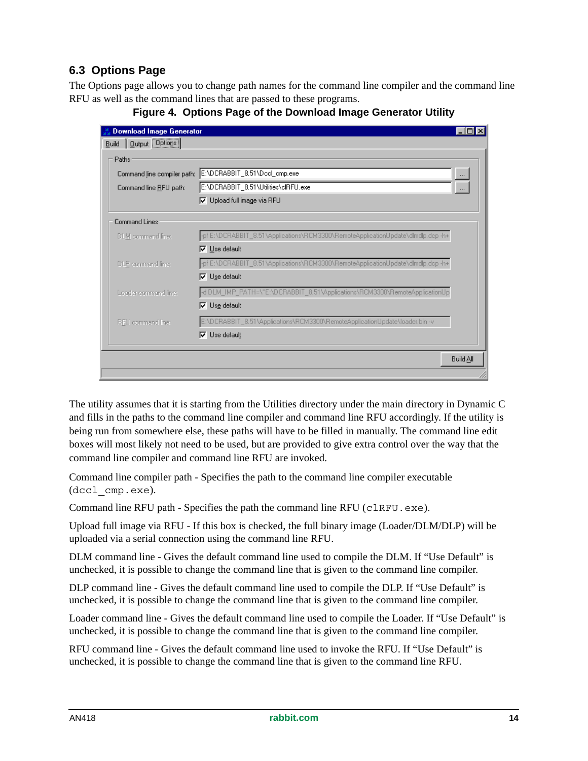## 6.3 Options Page

The Options page allows you to change path names for the command line compiler and the command line RFU as well as the command lines that are passed to these programs.

**Figure 4. Options Page of the Download Image Generator Utility**

The utility assumes that it is starting from the Utilities directory under the main directory in Dynamic C and fills in the paths to the command line compiler and command line RFU accordingly. If the utility is being run from somewhere else, these paths will have to be filled in manually. The command line edit boxes will most likely not need to be used, but are provided to give extra control over the way that the command line compiler and command line RFU are invoked.

Command line compiler path - Specifies the path to the command line compiler executable (`dccl_cmp.exe`).

Command line RFU path - Specifies the path the command line RFU (`clRFU.exe`).

Upload full image via RFU - If this box is checked, the full binary image (Loader/DLM/DLP) will be uploaded via a serial connection using the command line RFU.

DLM command line - Gives the default command line used to compile the DLM. If “Use Default” is unchecked, it is possible to change the command line that is given to the command line compiler.

DLP command line - Gives the default command line used to compile the DLP. If “Use Default” is unchecked, it is possible to change the command line that is given to the command line compiler.

Loader command line - Gives the default command line used to compile the Loader. If “Use Default” is unchecked, it is possible to change the command line that is given to the command line compiler.

RFU command line - Gives the default command line used to invoke the RFU. If “Use Default” is unchecked, it is possible to change the command line that is given to the command line RFU.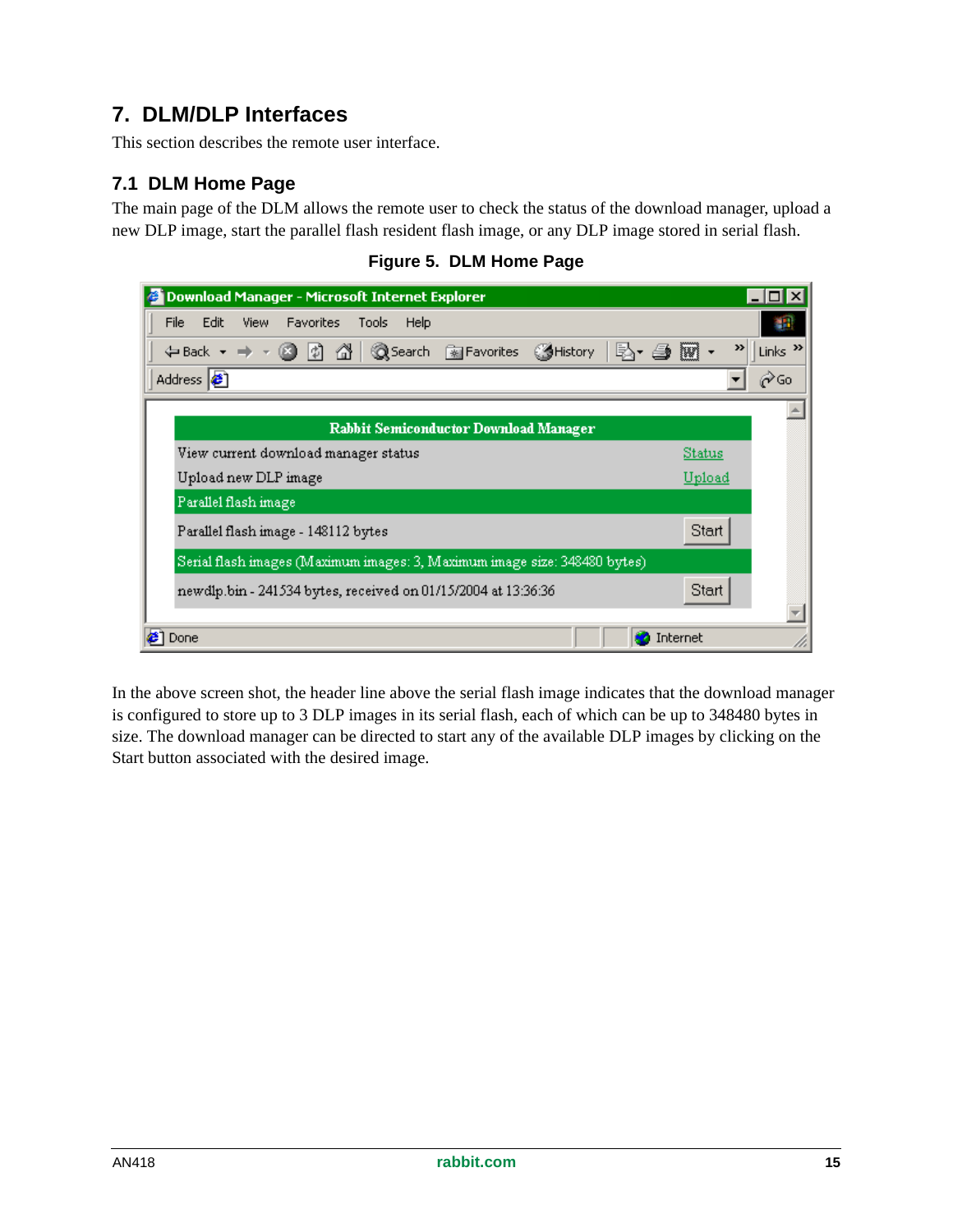# 7. DLM/DLP Interfaces

This section describes the remote user interface.

## 7.1 DLM Home Page

The main page of the DLM allows the remote user to check the status of the download manager, upload a new DLP image, start the parallel flash resident flash image, or any DLP image stored in serial flash.

**Figure 5. DLM Home Page**

In the above screen shot, the header line above the serial flash image indicates that the download manager is configured to store up to 3 DLP images in its serial flash, each of which can be up to 348480 bytes in size. The download manager can be directed to start any of the available DLP images by clicking on the Start button associated with the desired image.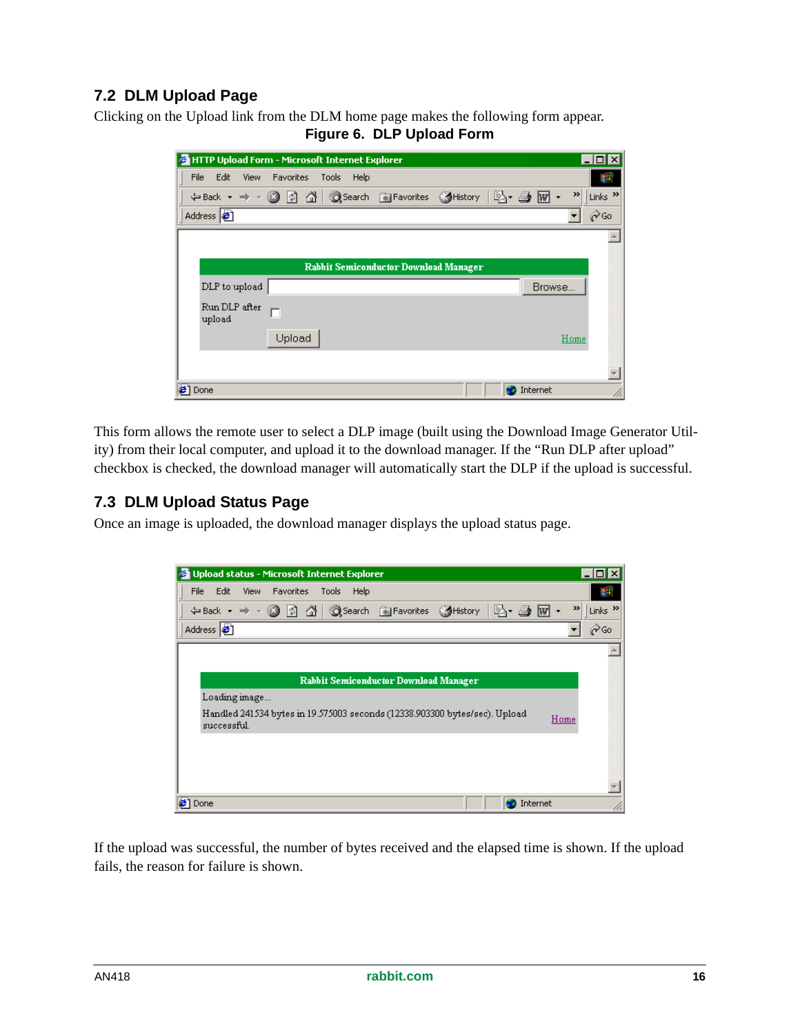## 7.2 DLM Upload Page

Clicking on the Upload link from the DLM home page makes the following form appear.

**Figure 6. DLP Upload Form**

This form allows the remote user to select a DLP image (built using the Download Image Generator Utility) from their local computer, and upload it to the download manager. If the “Run DLP after upload” checkbox is checked, the download manager will automatically start the DLP if the upload is successful.

## 7.3 DLM Upload Status Page

Once an image is uploaded, the download manager displays the upload status page.

If the upload was successful, the number of bytes received and the elapsed time is shown. If the upload fails, the reason for failure is shown.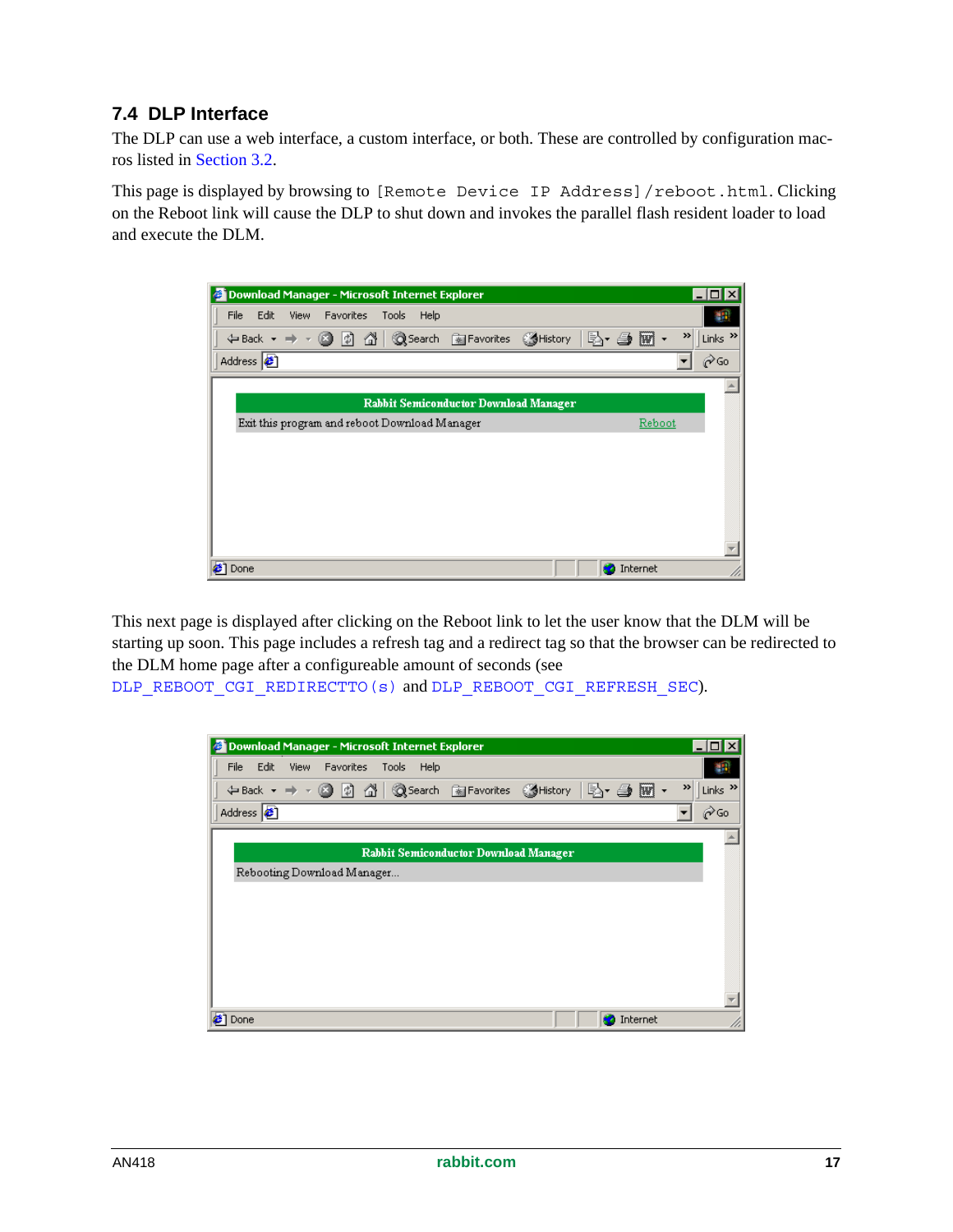## 7.4 DLP Interface

The DLP can use a web interface, a custom interface, or both. These are controlled by configuration macros listed in Section 3.2.

This page is displayed by browsing to `[Remote Device IP Address]/reboot.html`. Clicking on the Reboot link will cause the DLP to shut down and invokes the parallel flash resident loader to load and execute the DLM.

This next page is displayed after clicking on the Reboot link to let the user know that the DLM will be starting up soon. This page includes a refresh tag and a redirect tag so that the browser can be redirected to the DLM home page after a configureable amount of seconds (see `DLP_REBOOT_CGI_REDIRECTTO(s)` and `DLP_REBOOT_CGI_REFRESH_SEC`).